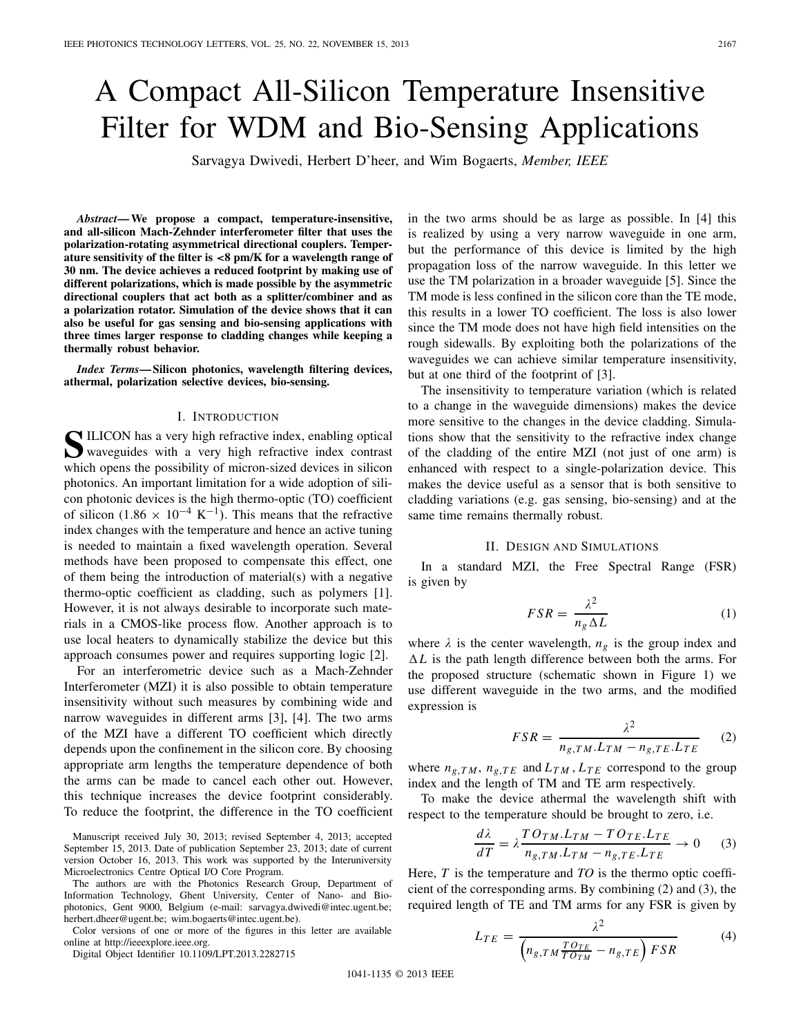# A Compact All-Silicon Temperature Insensitive Filter for WDM and Bio-Sensing Applications

Sarvagya Dwivedi, Herbert D'heer, and Wim Bogaerts, *Member, IEEE*

***Abstract*— We propose a compact, temperature-insensitive, and all-silicon Mach-Zehnder interferometer filter that uses the polarization-rotating asymmetrical directional couplers. Temperature sensitivity of the filter is <8 pm/K for a wavelength range of 30 nm. The device achieves a reduced footprint by making use of different polarizations, which is made possible by the asymmetric directional couplers that act both as a splitter/combiner and as a polarization rotator. Simulation of the device shows that it can also be useful for gas sensing and bio-sensing applications with three times larger response to cladding changes while keeping a thermally robust behavior.**

***Index Terms*— Silicon photonics, wavelength filtering devices, athermal, polarization selective devices, bio-sensing.**

## I. Introduction

Silicon has a very high refractive index, enabling optical waveguides with a very high refractive index contrast which opens the possibility of micron-sized devices in silicon photonics. An important limitation for a wide adoption of silicon photonic devices is the high thermo-optic (TO) coefficient of silicon ($1.86 \times 10^{-4}$ $K^{-1}$). This means that the refractive index changes with the temperature and hence an active tuning is needed to maintain a fixed wavelength operation. Several methods have been proposed to compensate this effect, one of them being the introduction of material(s) with a negative thermo-optic coefficient as cladding, such as polymers [1]. However, it is not always desirable to incorporate such materials in a CMOS-like process flow. Another approach is to use local heaters to dynamically stabilize the device but this approach consumes power and requires supporting logic [2].

For an interferometric device such as a Mach-Zehnder Interferometer (MZI) it is also possible to obtain temperature insensitivity without such measures by combining wide and narrow waveguides in different arms [3], [4]. The two arms of the MZI have a different TO coefficient which directly depends upon the confinement in the silicon core. By choosing appropriate arm lengths the temperature dependence of both the arms can be made to cancel each other out. However, this technique increases the device footprint considerably. To reduce the footprint, the difference in the TO coefficient in the two arms should be as large as possible. In [4] this is realized by using a very narrow waveguide in one arm, but the performance of this device is limited by the high propagation loss of the narrow waveguide. In this letter we use the TM polarization in a broader waveguide [5]. Since the TM mode is less confined in the silicon core than the TE mode, this results in a lower TO coefficient. The loss is also lower since the TM mode does not have high field intensities on the rough sidewalls. By exploiting both the polarizations of the waveguides we can achieve similar temperature insensitivity, but at one third of the footprint of [3].

The insensitivity to temperature variation (which is related to a change in the waveguide dimensions) makes the device more sensitive to the changes in the device cladding. Simulations show that the sensitivity to the refractive index change of the cladding of the entire MZI (not just of one arm) is enhanced with respect to a single-polarization device. This makes the device useful as a sensor that is both sensitive to cladding variations (e.g. gas sensing, bio-sensing) and at the same time remains thermally robust.

Manuscript received July 30, 2013; revised September 4, 2013; accepted September 15, 2013. Date of publication September 23, 2013; date of current version October 16, 2013. This work was supported by the Interuniversity Microelectronics Centre Optical I/O Core Program.

The authors are with the Photonics Research Group, Department of Information Technology, Ghent University, Center of Nano- and Biophotonics, Gent 9000, Belgium (e-mail: sarvagya.dwivedi@intec.ugent.be; herbert.dheer@ugent.be; wim.bogaerts@intec.ugent.be).

Color versions of one or more of the figures in this letter are available online at http://ieeexplore.ieee.org.

Digital Object Identifier 10.1109/LPT.2013.2282715

## II. Design and Simulations

In a standard MZI, the Free Spectral Range (FSR) is given by

$$FSR = \frac{\lambda^2}{n_g \Delta L} \tag{1}$$

where $\lambda$ is the center wavelength, $n_g$ is the group index and $\Delta L$ is the path length difference between both the arms. For the proposed structure (schematic shown in Figure 1) we use different waveguide in the two arms, and the modified expression is

$$FSR = \frac{\lambda^2}{n_{g,TM}.L_{TM} - n_{g,TE}.L_{TE}} \tag{2}$$

where $n_{g,TM}$, $n_{g,TE}$ and $L_{TM}$, $L_{TE}$ correspond to the group index and the length of TM and TE arm respectively.

To make the device athermal the wavelength shift with respect to the temperature should be brought to zero, i.e.

$$\frac{d\lambda}{dT} = \lambda \frac{TO_{TM}.L_{TM} - TO_{TE}.L_{TE}}{n_{g,TM}.L_{TM} - n_{g,TE}.L_{TE}} \rightarrow 0 \tag{3}$$

Here, $T$ is the temperature and *TO* is the thermo optic coefficient of the corresponding arms. By combining (2) and (3), the required length of TE and TM arms for any FSR is given by

$$L_{TE} = \frac{\lambda^2}{\left(n_{g,TM}\frac{TO_{TE}}{TO_{TM}} - n_{g,TE}\right) FSR} \tag{4}$$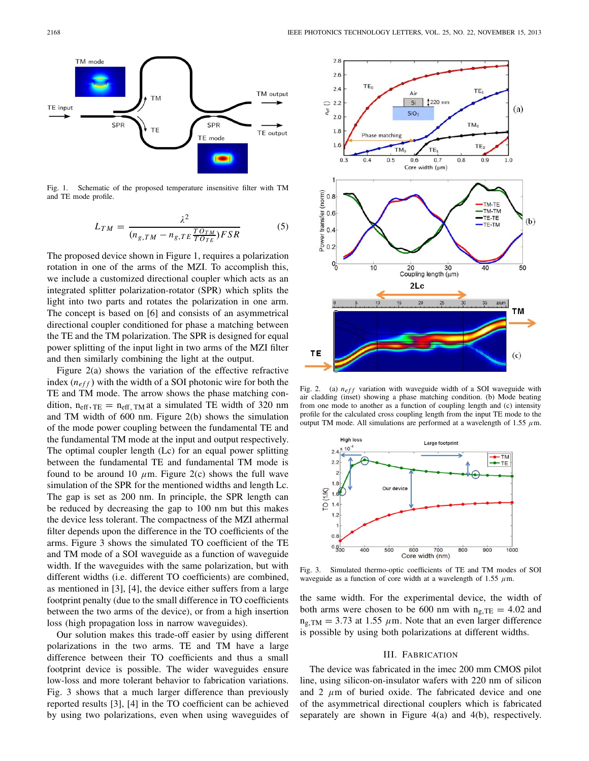Fig. 1. Schematic of the proposed temperature insensitive filter with TM and TE mode profile.

$$L_{TM} = \frac{\lambda^2}{(n_{g,TM} - n_{g,TE}\frac{TO_{TM}}{TO_{TE}})FSR} \tag{5}$$

The proposed device shown in Figure 1, requires a polarization rotation in one of the arms of the MZI. To accomplish this, we include a customized directional coupler which acts as an integrated splitter polarization-rotator (SPR) which splits the light into two parts and rotates the polarization in one arm. The concept is based on [6] and consists of an asymmetrical directional coupler conditioned for phase a matching between the TE and the TM polarization. The SPR is designed for equal power splitting of the input light in two arms of the MZI filter and then similarly combining the light at the output.

Figure 2(a) shows the variation of the effective refractive index ($n_{eff}$) with the width of a SOI photonic wire for both the TE and TM mode. The arrow shows the phase matching condition, $n_{eff,TE} = n_{eff,TM}$ at a simulated TE width of 320 nm and TM width of 600 nm. Figure 2(b) shows the simulation of the mode power coupling between the fundamental TE and the fundamental TM mode at the input and output respectively. The optimal coupler length (Lc) for an equal power splitting between the fundamental TE and fundamental TM mode is found to be around 10 $\mu$m. Figure 2(c) shows the full wave simulation for the SPR for the mentioned widths and length Lc. The gap is set as 200 nm. In principle, the SPR length can be reduced by decreasing the gap to 100 nm but this makes the device less tolerant. The compactness of the MZI athermal filter depends upon the difference in the TO coefficients of the arms. Figure 3 shows the simulated TO coefficient of the TE and TM mode of a SOI waveguide as a function of waveguide width. If the waveguides with the same polarization, but with different widths (i.e. different TO coefficients) are combined, as mentioned in [3], [4], the device either suffers from a large footprint penalty (due to the small difference in TO coefficients between the two arms of the device), or from a high insertion loss (high propagation loss in narrow waveguides).

Our solution makes this trade-off easier by using different polarizations in the two arms. TE and TM have a large difference between their TO coefficients and thus a small footprint device is possible. The wider waveguides ensure low-loss and more tolerant behavior to fabrication variations. Fig. 3 shows that a much larger difference than previously reported results [3], [4] in the TO coefficient can be achieved by using two polarizations, even when using waveguides of the same width. For the experimental device, the width of both arms were chosen to be 600 nm with $n_{g,TE} = 4.02$ and $n_{g,TM} = 3.73$ at 1.55 $\mu$m. Note that an even larger difference is possible by using both polarizations at different widths.

Fig. 2. (a) $n_{eff}$ variation with waveguide width of a SOI waveguide with air cladding (inset) showing a phase matching condition. (b) Mode beating from one mode to another as a function of coupling length and (c) intensity profile for the calculated cross coupling length from the input TE mode to the output TM mode. All simulations are performed at a wavelength of 1.55 $\mu$m.

Fig. 3. Simulated thermo-optic coefficients of TE and TM modes of SOI waveguide as a function of core width at a wavelength of 1.55 $\mu$m.

## III. Fabrication

The device was fabricated in the imec 200 mm CMOS pilot line, using silicon-on-insulator wafers with 220 nm of silicon and 2 $\mu$m of buried oxide. The fabricated device and one of the asymmetrical directional couplers which is fabricated separately are shown in Figure 4(a) and 4(b), respectively.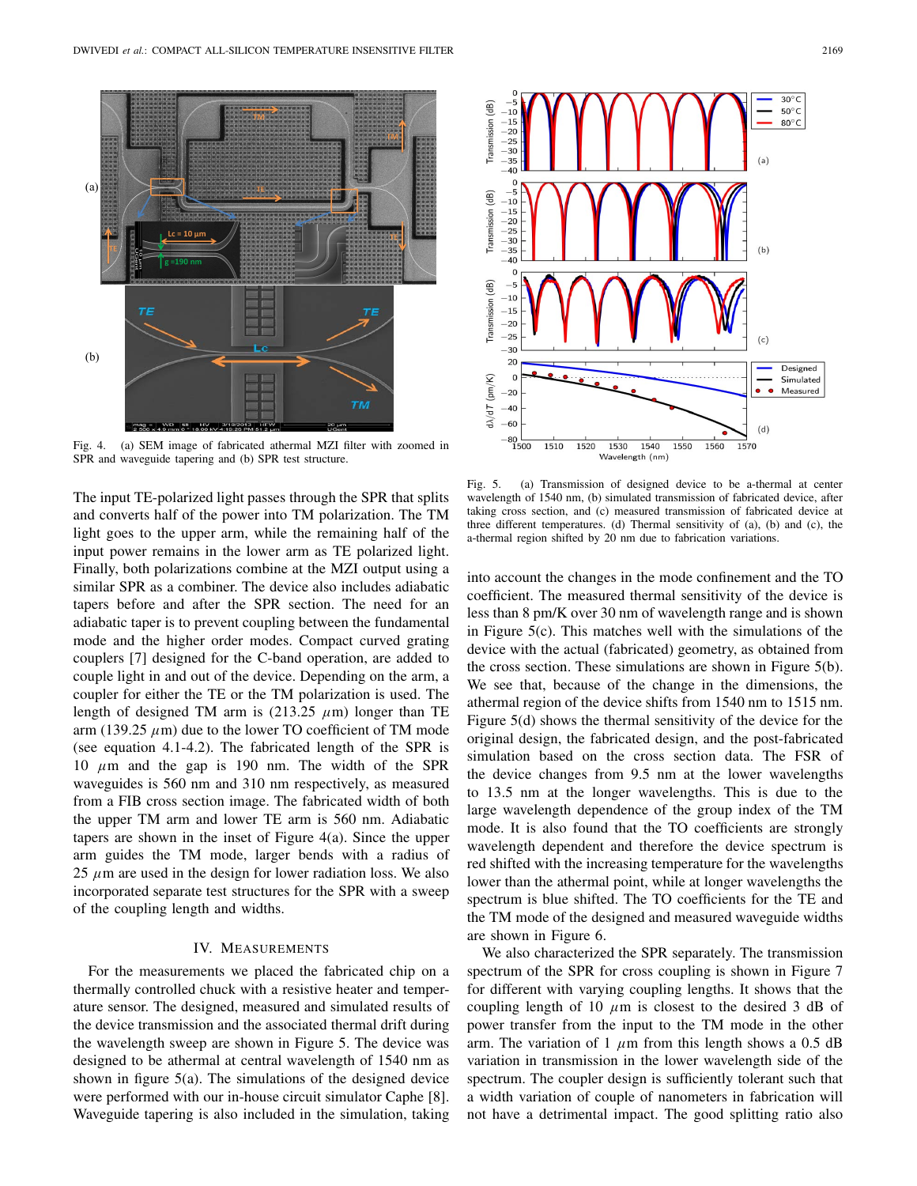Fig. 4. (a) SEM image of fabricated athermal MZI filter with zoomed in SPR and waveguide tapering and (b) SPR test structure.

The input TE-polarized light passes through the SPR that splits and converts half of the power into TM polarization. The TM light goes to the upper arm, while the remaining half of the input power remains in the lower arm as TE polarized light. Finally, both polarizations combine at the MZI output using a similar SPR as a combiner. The device also includes adiabatic tapers before and after the SPR section. The need for an adiabatic taper is to prevent coupling between the fundamental mode and the higher order modes. Compact curved grating couplers [7] designed for the C-band operation, are added to couple light in and out of the device. Depending on the arm, a coupler for either the TE or the TM polarization is used. The length of designed TM arm is (213.25 $\mu$m) longer than TE arm (139.25 $\mu$m) due to the lower TO coefficient of TM mode (see equation 4.1-4.2). The fabricated length of the SPR is 10 $\mu$m and the gap is 190 nm. The width of the SPR waveguides is 560 nm and 310 nm respectively, as measured from a FIB cross section image. The fabricated width of both the upper TM arm and lower TE arm is 560 nm. Adiabatic tapers are shown in the inset of Figure 4(a). Since the upper arm guides the TM mode, larger bends with a radius of 25 $\mu$m are used in the design for lower radiation loss. We also incorporated separate test structures for the SPR with a sweep of the coupling length and widths.

## IV. Measurements

For the measurements we placed the fabricated chip on a thermally controlled chuck with a resistive heater and temperature sensor. The designed, measured and simulated results of the device transmission and the associated thermal drift during the wavelength sweep are shown in Figure 5. The device was designed to be athermal at central wavelength of 1540 nm as shown in figure 5(a). The simulations of the designed device were performed with our in-house circuit simulator Caphe [8]. Waveguide tapering is also included in the simulation, taking into account the changes in the mode confinement and the TO coefficient. The measured thermal sensitivity of the device is less than 8 pm/K over 30 nm of wavelength range and is shown in Figure 5(c). This matches well with the simulations of the device with the actual (fabricated) geometry, as obtained from the cross section. These simulations are shown in Figure 5(b). We see that, because of the change in the dimensions, the athermal region of the device shifts from 1540 nm to 1515 nm. Figure 5(d) shows the thermal sensitivity of the device for the original design, the fabricated design, and the post-fabricated simulation based on the cross section data. The FSR of the device changes from 9.5 nm at the lower wavelengths to 13.5 nm at the longer wavelengths. This is due to the large wavelength dependence of the group index of the TM mode. It is also found that the TO coefficients are strongly wavelength dependent and therefore the device spectrum is red shifted with the increasing temperature for the wavelengths lower than the athermal point, while at longer wavelengths the spectrum is blue shifted. The TO coefficients for the TE and the TM mode of the designed and measured waveguide widths are shown in Figure 6.

Fig. 5. (a) Transmission of designed device to be a-thermal at center wavelength of 1540 nm, (b) simulated transmission of fabricated device, after taking cross section, and (c) measured transmission of fabricated device at three different temperatures. (d) Thermal sensitivity of (a), (b) and (c), the a-thermal region shifted by 20 nm due to fabrication variations.

We also characterized the SPR separately. The transmission spectrum of the SPR for cross coupling is shown in Figure 7 for different with varying coupling lengths. It shows that the coupling length of 10 $\mu$m is closest to the desired 3 dB of power transfer from the input to the TM mode in the other arm. The variation of 1 $\mu$m from this length shows a 0.5 dB variation in transmission in the lower wavelength side of the spectrum. The coupler design is sufficiently tolerant such that a width variation of couple of nanometers in fabrication will not have a detrimental impact. The good splitting ratio also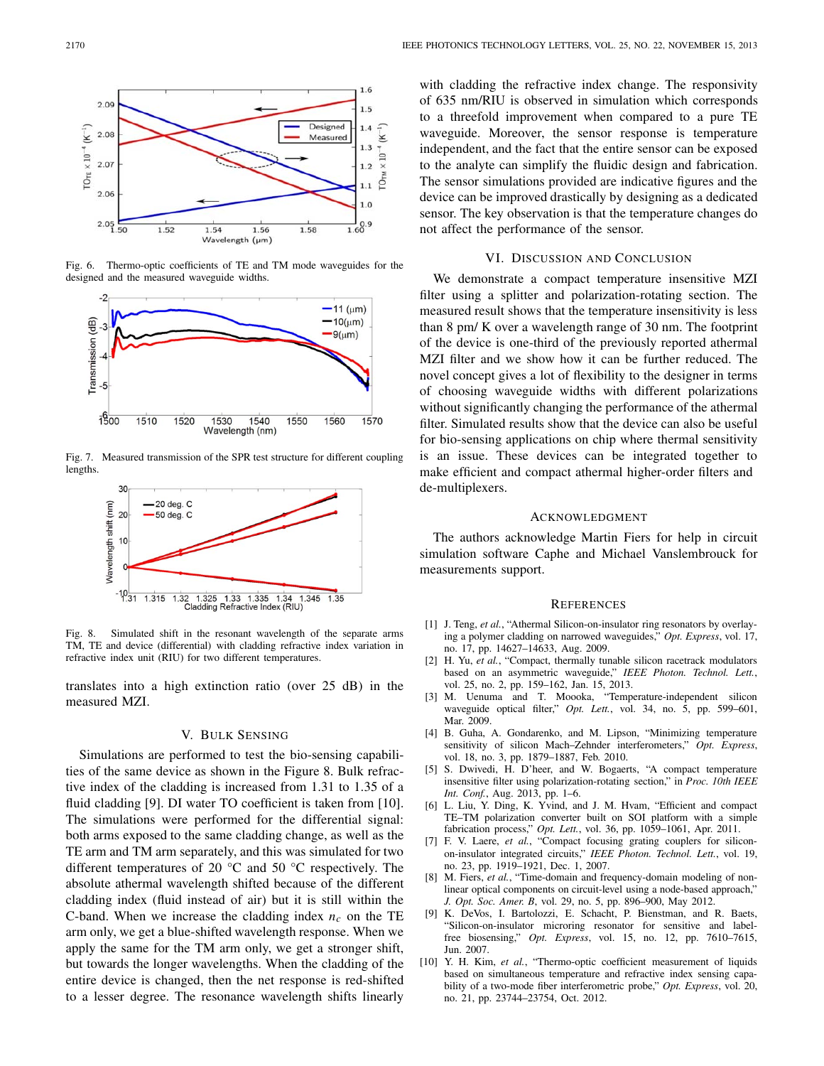2.09
2.08
2.07
2.06
2.05
1.50 1.52 1.54 1.56 1.58 1.60
Wavelength (μm)
$TO_{TE} \times 10^{-4}$ ($K^{-1}$)
$TO_{TM} \times 10^{-4}$ ($K^{-1}$)
1.6
1.5
1.4
1.3
1.2
1.1
1.0
0.9
Designed
Measured

Fig. 6. Thermo-optic coefficients of TE and TM mode waveguides for the designed and the measured waveguide widths.

-2
-3
-4
-5
-6
1500 1510 1520 1530 1540 1550 1560 1570
Wavelength (nm)
Transmission (dB)
11 (μm)
10(μm)
9(μm)

Fig. 7. Measured transmission of the SPR test structure for different coupling lengths.

30
20
10
0
-10
1.31 1.315 1.32 1.325 1.33 1.335 1.34 1.345 1.35
Cladding Refractive Index (RIU)
Wavelength shift (nm)
20 deg. C
50 deg. C

Fig. 8. Simulated shift in the resonant wavelength of the separate arms TM, TE and device (differential) with cladding refractive index variation in refractive index unit (RIU) for two different temperatures.

translates into a high extinction ratio (over 25 dB) in the measured MZI.

## V. Bulk Sensing

Simulations are performed to test the bio-sensing capabilities of the same device as shown in the Figure 8. Bulk refractive index of the cladding is increased from 1.31 to 1.35 of a fluid cladding [9]. DI water TO coefficient is taken from [10]. The simulations were performed for the differential signal: both arms exposed to the same cladding change, as well as the TE arm and TM arm separately, and this was simulated for two different temperatures of 20 °C and 50 °C respectively. The absolute athermal wavelength shifted because of the different cladding index (fluid instead of air) but it is still within the C-band. When we increase the cladding index $n_c$ on the TE arm only, we get a blue-shifted wavelength response. When we apply the same for the TM arm only, we get a stronger shift, but towards the longer wavelengths. When the cladding of the entire device is changed, then the net response is red-shifted to a lesser degree. The resonance wavelength shifts linearly with cladding the refractive index change. The responsivity of 635 nm/RIU is observed in simulation which corresponds to a threefold improvement when compared to a pure TE waveguide. Moreover, the sensor response is temperature independent, and the fact that the entire sensor can be exposed to the analyte can simplify the fluidic design and fabrication. The sensor simulations provided are indicative figures and the device can be improved drastically by designing as a dedicated sensor. The key observation is that the temperature changes do not affect the performance of the sensor.

## VI. Discussion and Conclusion

We demonstrate a compact temperature insensitive MZI filter using a splitter and polarization-rotating section. The measured result shows that the temperature insensitivity is less than 8 pm/ K over a wavelength range of 30 nm. The footprint of the device is one-third of the previously reported athermal MZI filter and we show how it can be further reduced. The novel concept gives a lot of flexibility to the designer in terms of choosing waveguide widths with different polarizations without significantly changing the performance of the athermal filter. Simulated results show that the device can also be useful for bio-sensing applications on chip where thermal sensitivity is an issue. These devices can be integrated together to make efficient and compact athermal higher-order filters and de-multiplexers.

## Acknowledgment

The authors acknowledge Martin Fiers for help in circuit simulation software Caphe and Michael Vanslembrouck for measurements support.

## References

[1] J. Teng, *et al.*, "Athermal Silicon-on-insulator ring resonators by overlaying a polymer cladding on narrowed waveguides," *Opt. Express*, vol. 17, no. 17, pp. 14627–14633, Aug. 2009.

[2] H. Yu, *et al.*, "Compact, thermally tunable silicon racetrack modulators based on an asymmetric waveguide," *IEEE Photon. Technol. Lett.*, vol. 25, no. 2, pp. 159–162, Jan. 15, 2013.

[3] M. Uenuma and T. Moooka, "Temperature-independent silicon waveguide optical filter," *Opt. Lett.*, vol. 34, no. 5, pp. 599–601, Mar. 2009.

[4] B. Guha, A. Gondarenko, and M. Lipson, "Minimizing temperature sensitivity of silicon Mach–Zehnder interferometers," *Opt. Express*, vol. 18, no. 3, pp. 1879–1887, Feb. 2010.

[5] S. Dwivedi, H. D'heer, and W. Bogaerts, "A compact temperature insensitive filter using polarization-rotating section," in *Proc. 10th IEEE Int. Conf.*, Aug. 2013, pp. 1–6.

[6] L. Liu, Y. Ding, K. Yvind, and J. M. Hvam, "Efficient and compact TE–TM polarization converter built on SOI platform with a simple fabrication process," *Opt. Lett.*, vol. 36, pp. 1059–1061, Apr. 2011.

[7] F. V. Laere, *et al.*, "Compact focusing grating couplers for silicon-on-insulator integrated circuits," *IEEE Photon. Technol. Lett.*, vol. 19, no. 23, pp. 1919–1921, Dec. 1, 2007.

[8] M. Fiers, *et al.*, "Time-domain and frequency-domain modeling of nonlinear optical components on circuit-level using a node-based approach," *J. Opt. Soc. Amer. B*, vol. 29, no. 5, pp. 896–900, May 2012.

[9] K. DeVos, I. Bartolozzi, E. Schacht, P. Bienstman, and R. Baets, "Silicon-on-insulator microring resonator for sensitive and label-free biosensing," *Opt. Express*, vol. 15, no. 12, pp. 7610–7615, Jun. 2007.

[10] Y. H. Kim, *et al.*, "Thermo-optic coefficient measurement of liquids based on simultaneous temperature and refractive index sensing capability of a two-mode fiber interferometric probe," *Opt. Express*, vol. 20, no. 21, pp. 23744–23754, Oct. 2012.